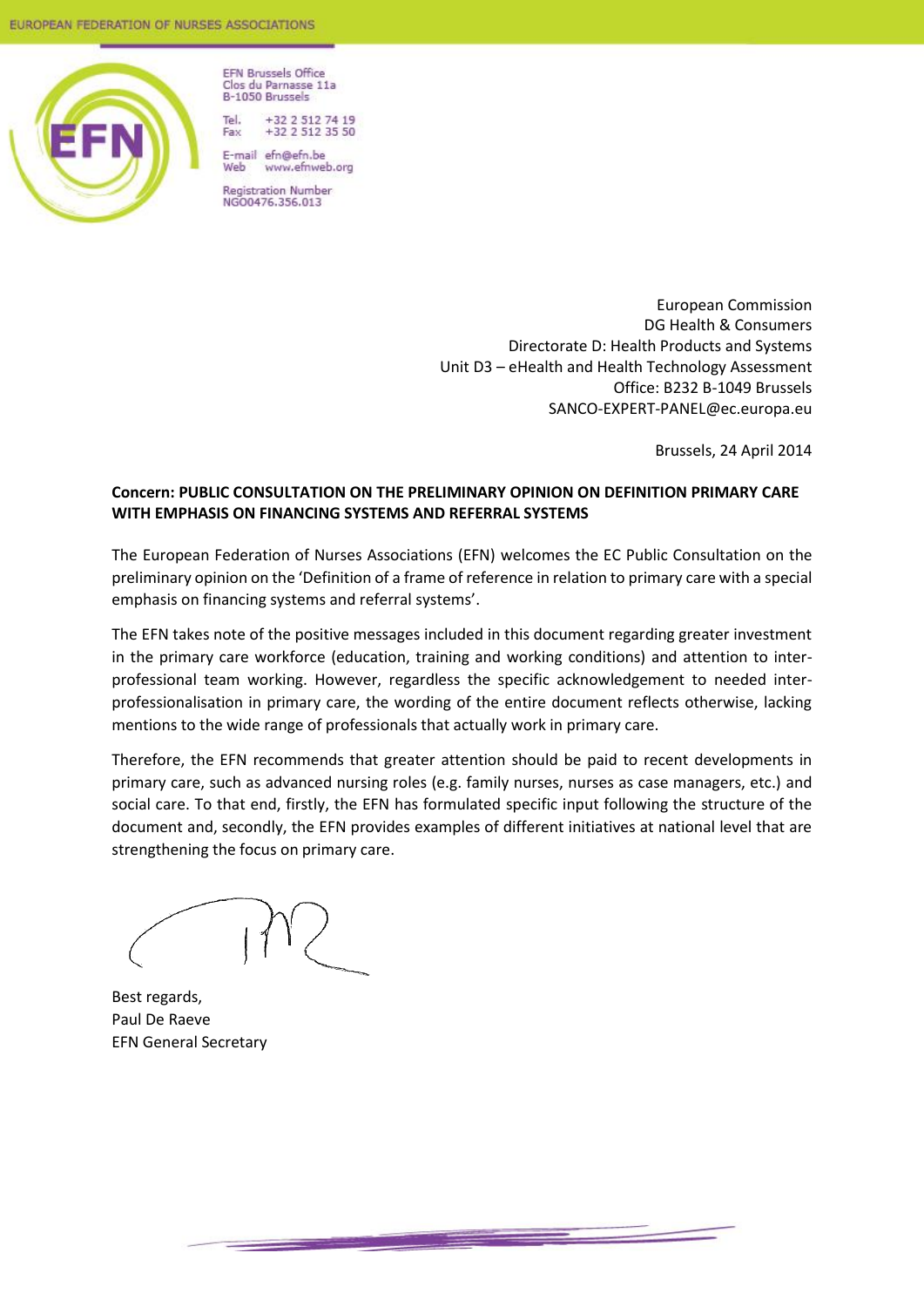EUROPEAN FEDERATION OF NURSES ASSOCIATIONS

EFN Brussels Office
Clos du Parnasse 11a
B-1050 Brussels

Tel. +32 2 512 74 19
Fax +32 2 512 35 50

E-mail efn@efn.be
Web www.efnweb.org

Registration Number
NGO0476.356.013

European Commission
DG Health & Consumers
Directorate D: Health Products and Systems
Unit D3 – eHealth and Health Technology Assessment
Office: B232 B-1049 Brussels
SANCO-EXPERT-PANEL@ec.europa.eu

Brussels, 24 April 2014

**Concern: PUBLIC CONSULTATION ON THE PRELIMINARY OPINION ON DEFINITION PRIMARY CARE WITH EMPHASIS ON FINANCING SYSTEMS AND REFERRAL SYSTEMS**

The European Federation of Nurses Associations (EFN) welcomes the EC Public Consultation on the preliminary opinion on the 'Definition of a frame of reference in relation to primary care with a special emphasis on financing systems and referral systems'.

The EFN takes note of the positive messages included in this document regarding greater investment in the primary care workforce (education, training and working conditions) and attention to inter-professional team working. However, regardless the specific acknowledgement to needed inter-professionalisation in primary care, the wording of the entire document reflects otherwise, lacking mentions to the wide range of professionals that actually work in primary care.

Therefore, the EFN recommends that greater attention should be paid to recent developments in primary care, such as advanced nursing roles (e.g. family nurses, nurses as case managers, etc.) and social care. To that end, firstly, the EFN has formulated specific input following the structure of the document and, secondly, the EFN provides examples of different initiatives at national level that are strengthening the focus on primary care.

Best regards,
Paul De Raeve
EFN General Secretary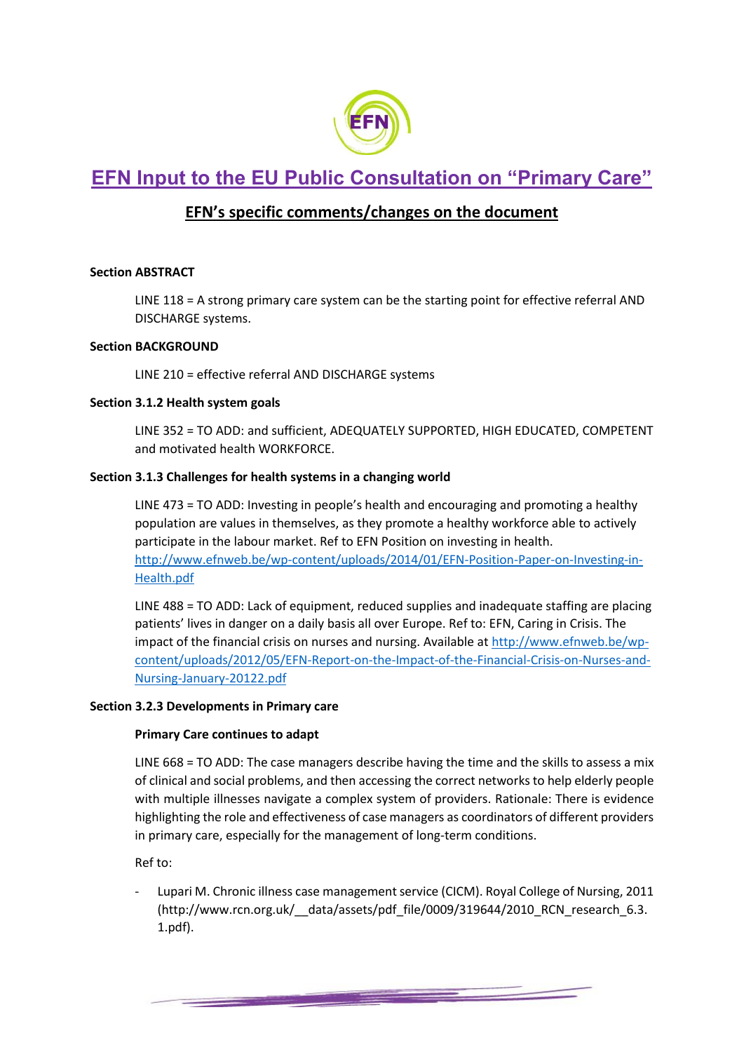# EFN Input to the EU Public Consultation on "Primary Care"

## EFN's specific comments/changes on the document

**Section ABSTRACT**

LINE 118 = A strong primary care system can be the starting point for effective referral AND DISCHARGE systems.

**Section BACKGROUND**

LINE 210 = effective referral AND DISCHARGE systems

**Section 3.1.2 Health system goals**

LINE 352 = TO ADD: and sufficient, ADEQUATELY SUPPORTED, HIGH EDUCATED, COMPETENT and motivated health WORKFORCE.

**Section 3.1.3 Challenges for health systems in a changing world**

LINE 473 = TO ADD: Investing in people's health and encouraging and promoting a healthy population are values in themselves, as they promote a healthy workforce able to actively participate in the labour market. Ref to EFN Position on investing in health. http://www.efnweb.be/wp-content/uploads/2014/01/EFN-Position-Paper-on-Investing-in-Health.pdf

LINE 488 = TO ADD: Lack of equipment, reduced supplies and inadequate staffing are placing patients' lives in danger on a daily basis all over Europe. Ref to: EFN, Caring in Crisis. The impact of the financial crisis on nurses and nursing. Available at http://www.efnweb.be/wp-content/uploads/2012/05/EFN-Report-on-the-Impact-of-the-Financial-Crisis-on-Nurses-and-Nursing-January-20122.pdf

**Section 3.2.3 Developments in Primary care**

**Primary Care continues to adapt**

LINE 668 = TO ADD: The case managers describe having the time and the skills to assess a mix of clinical and social problems, and then accessing the correct networks to help elderly people with multiple illnesses navigate a complex system of providers. Rationale: There is evidence highlighting the role and effectiveness of case managers as coordinators of different providers in primary care, especially for the management of long-term conditions.

Ref to:

- Lupari M. Chronic illness case management service (CICM). Royal College of Nursing, 2011 (http://www.rcn.org.uk/__data/assets/pdf_file/0009/319644/2010_RCN_research_6.3.1.pdf).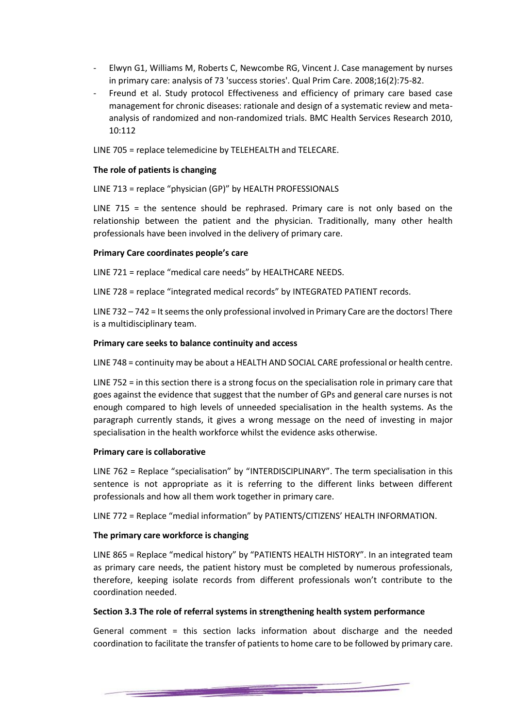- Elwyn G1, Williams M, Roberts C, Newcombe RG, Vincent J. Case management by nurses in primary care: analysis of 73 'success stories'. Qual Prim Care. 2008;16(2):75-82.
- Freund et al. Study protocol Effectiveness and efficiency of primary care based case management for chronic diseases: rationale and design of a systematic review and meta-analysis of randomized and non-randomized trials. BMC Health Services Research 2010, 10:112

LINE 705 = replace telemedicine by TELEHEALTH and TELECARE.

**The role of patients is changing**

LINE 713 = replace "physician (GP)" by HEALTH PROFESSIONALS

LINE 715 = the sentence should be rephrased. Primary care is not only based on the relationship between the patient and the physician. Traditionally, many other health professionals have been involved in the delivery of primary care.

**Primary Care coordinates people's care**

LINE 721 = replace "medical care needs" by HEALTHCARE NEEDS.

LINE 728 = replace "integrated medical records" by INTEGRATED PATIENT records.

LINE 732 – 742 = It seems the only professional involved in Primary Care are the doctors! There is a multidisciplinary team.

**Primary care seeks to balance continuity and access**

LINE 748 = continuity may be about a HEALTH AND SOCIAL CARE professional or health centre.

LINE 752 = in this section there is a strong focus on the specialisation role in primary care that goes against the evidence that suggest that the number of GPs and general care nurses is not enough compared to high levels of unneeded specialisation in the health systems. As the paragraph currently stands, it gives a wrong message on the need of investing in major specialisation in the health workforce whilst the evidence asks otherwise.

**Primary care is collaborative**

LINE 762 = Replace "specialisation" by "INTERDISCIPLINARY". The term specialisation in this sentence is not appropriate as it is referring to the different links between different professionals and how all them work together in primary care.

LINE 772 = Replace "medial information" by PATIENTS/CITIZENS' HEALTH INFORMATION.

**The primary care workforce is changing**

LINE 865 = Replace "medical history" by "PATIENTS HEALTH HISTORY". In an integrated team as primary care needs, the patient history must be completed by numerous professionals, therefore, keeping isolate records from different professionals won't contribute to the coordination needed.

**Section 3.3 The role of referral systems in strengthening health system performance**

General comment = this section lacks information about discharge and the needed coordination to facilitate the transfer of patients to home care to be followed by primary care.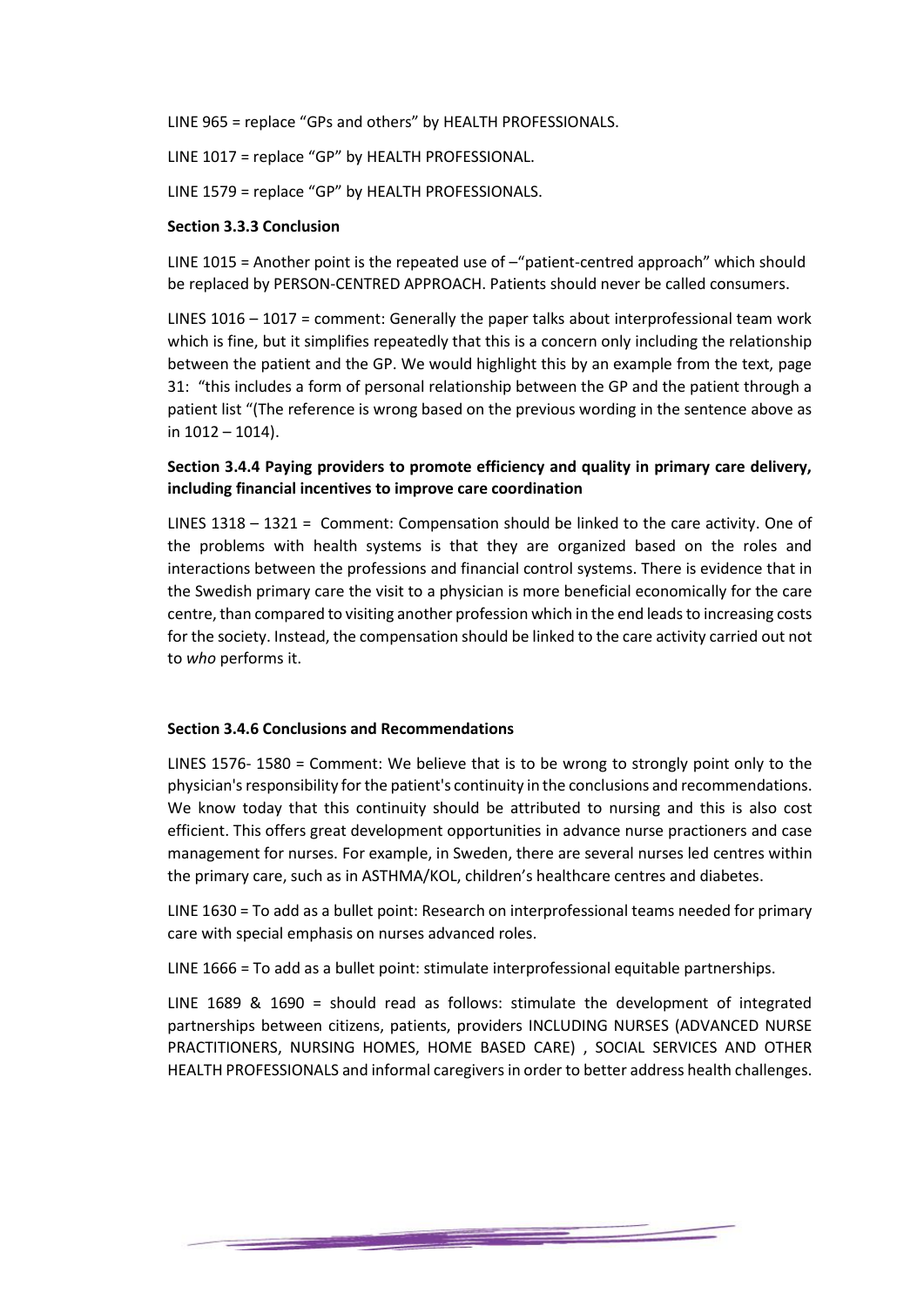LINE 965 = replace "GPs and others" by HEALTH PROFESSIONALS.

LINE 1017 = replace "GP" by HEALTH PROFESSIONAL.

LINE 1579 = replace "GP" by HEALTH PROFESSIONALS.

**Section 3.3.3 Conclusion**

LINE 1015 = Another point is the repeated use of –"patient-centred approach" which should be replaced by PERSON-CENTRED APPROACH. Patients should never be called consumers.

LINES 1016 – 1017 = comment: Generally the paper talks about interprofessional team work which is fine, but it simplifies repeatedly that this is a concern only including the relationship between the patient and the GP. We would highlight this by an example from the text, page 31: "this includes a form of personal relationship between the GP and the patient through a patient list "(The reference is wrong based on the previous wording in the sentence above as in 1012 – 1014).

**Section 3.4.4 Paying providers to promote efficiency and quality in primary care delivery, including financial incentives to improve care coordination**

LINES 1318 – 1321 = Comment: Compensation should be linked to the care activity. One of the problems with health systems is that they are organized based on the roles and interactions between the professions and financial control systems. There is evidence that in the Swedish primary care the visit to a physician is more beneficial economically for the care centre, than compared to visiting another profession which in the end leads to increasing costs for the society. Instead, the compensation should be linked to the care activity carried out not to *who* performs it.

**Section 3.4.6 Conclusions and Recommendations**

LINES 1576- 1580 = Comment: We believe that is to be wrong to strongly point only to the physician's responsibility for the patient's continuity in the conclusions and recommendations. We know today that this continuity should be attributed to nursing and this is also cost efficient. This offers great development opportunities in advance nurse practioners and case management for nurses. For example, in Sweden, there are several nurses led centres within the primary care, such as in ASTHMA/KOL, children's healthcare centres and diabetes.

LINE 1630 = To add as a bullet point: Research on interprofessional teams needed for primary care with special emphasis on nurses advanced roles.

LINE 1666 = To add as a bullet point: stimulate interprofessional equitable partnerships.

LINE 1689 & 1690 = should read as follows: stimulate the development of integrated partnerships between citizens, patients, providers INCLUDING NURSES (ADVANCED NURSE PRACTITIONERS, NURSING HOMES, HOME BASED CARE) , SOCIAL SERVICES AND OTHER HEALTH PROFESSIONALS and informal caregivers in order to better address health challenges.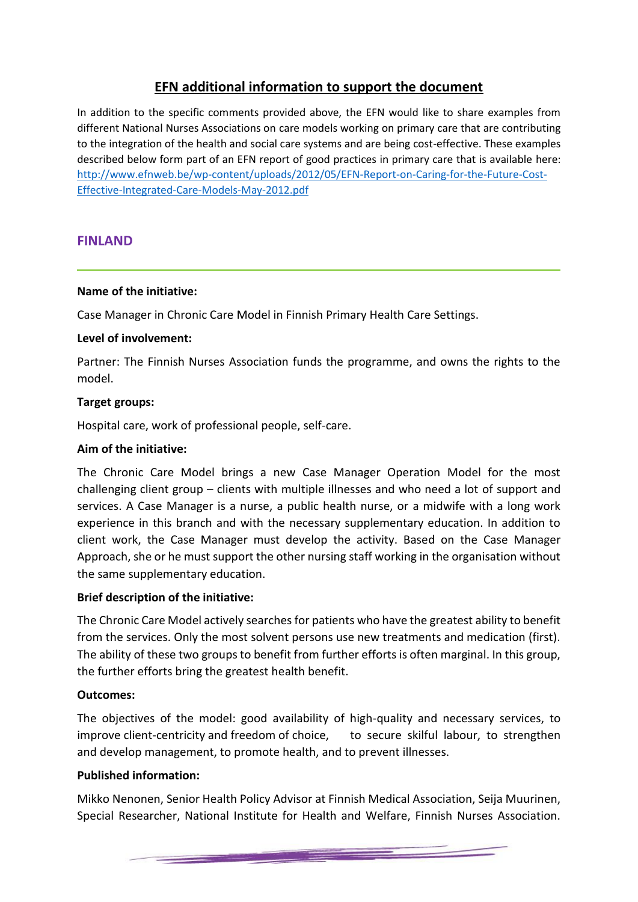## EFN additional information to support the document

In addition to the specific comments provided above, the EFN would like to share examples from different National Nurses Associations on care models working on primary care that are contributing to the integration of the health and social care systems and are being cost-effective. These examples described below form part of an EFN report of good practices in primary care that is available here: [http://www.efnweb.be/wp-content/uploads/2012/05/EFN-Report-on-Caring-for-the-Future-Cost-Effective-Integrated-Care-Models-May-2012.pdf](http://www.efnweb.be/wp-content/uploads/2012/05/EFN-Report-on-Caring-for-the-Future-Cost-Effective-Integrated-Care-Models-May-2012.pdf)

### FINLAND

**Name of the initiative:**

Case Manager in Chronic Care Model in Finnish Primary Health Care Settings.

**Level of involvement:**

Partner: The Finnish Nurses Association funds the programme, and owns the rights to the model.

**Target groups:**

Hospital care, work of professional people, self-care.

**Aim of the initiative:**

The Chronic Care Model brings a new Case Manager Operation Model for the most challenging client group – clients with multiple illnesses and who need a lot of support and services. A Case Manager is a nurse, a public health nurse, or a midwife with a long work experience in this branch and with the necessary supplementary education. In addition to client work, the Case Manager must develop the activity. Based on the Case Manager Approach, she or he must support the other nursing staff working in the organisation without the same supplementary education.

**Brief description of the initiative:**

The Chronic Care Model actively searches for patients who have the greatest ability to benefit from the services. Only the most solvent persons use new treatments and medication (first). The ability of these two groups to benefit from further efforts is often marginal. In this group, the further efforts bring the greatest health benefit.

**Outcomes:**

The objectives of the model: good availability of high-quality and necessary services, to improve client-centricity and freedom of choice, to secure skilful labour, to strengthen and develop management, to promote health, and to prevent illnesses.

**Published information:**

Mikko Nenonen, Senior Health Policy Advisor at Finnish Medical Association, Seija Muurinen, Special Researcher, National Institute for Health and Welfare, Finnish Nurses Association.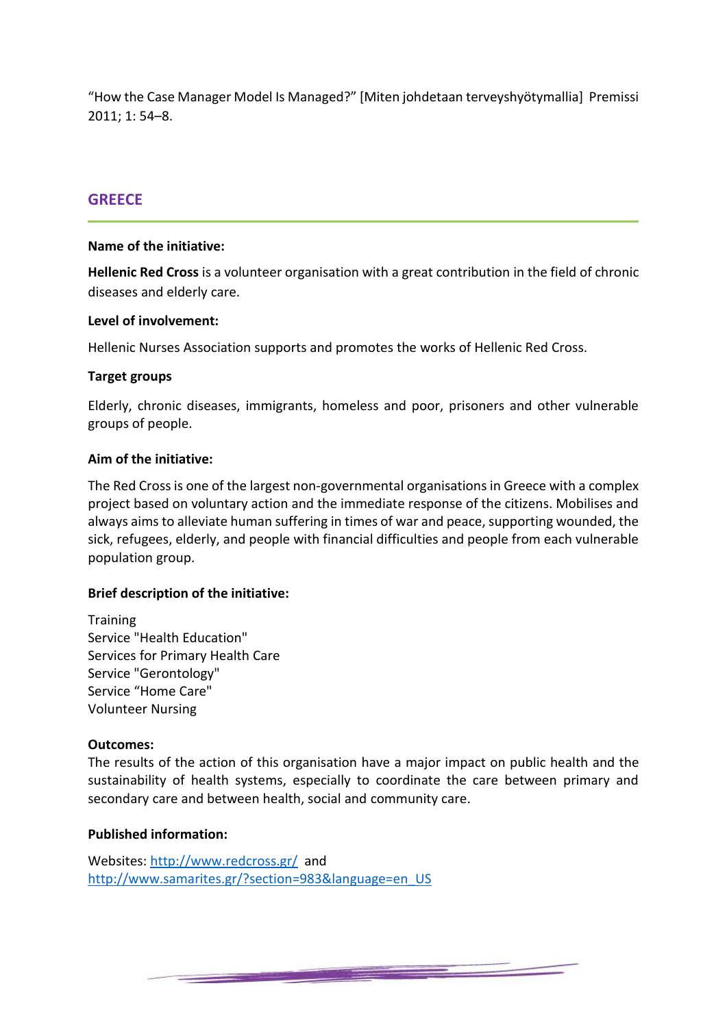“How the Case Manager Model Is Managed?” [Miten johdetaan terveyshyötymallia] Premissi 2011; 1: 54–8.

## GREECE

**Name of the initiative:**

**Hellenic Red Cross** is a volunteer organisation with a great contribution in the field of chronic diseases and elderly care.

**Level of involvement:**

Hellenic Nurses Association supports and promotes the works of Hellenic Red Cross.

**Target groups**

Elderly, chronic diseases, immigrants, homeless and poor, prisoners and other vulnerable groups of people.

**Aim of the initiative:**

The Red Cross is one of the largest non-governmental organisations in Greece with a complex project based on voluntary action and the immediate response of the citizens. Mobilises and always aims to alleviate human suffering in times of war and peace, supporting wounded, the sick, refugees, elderly, and people with financial difficulties and people from each vulnerable population group.

**Brief description of the initiative:**

Training
Service "Health Education"
Services for Primary Health Care
Service "Gerontology"
Service “Home Care"
Volunteer Nursing

**Outcomes:**

The results of the action of this organisation have a major impact on public health and the sustainability of health systems, especially to coordinate the care between primary and secondary care and between health, social and community care.

**Published information:**

Websites: http://www.redcross.gr/ and
http://www.samarites.gr/?section=983&language=en_US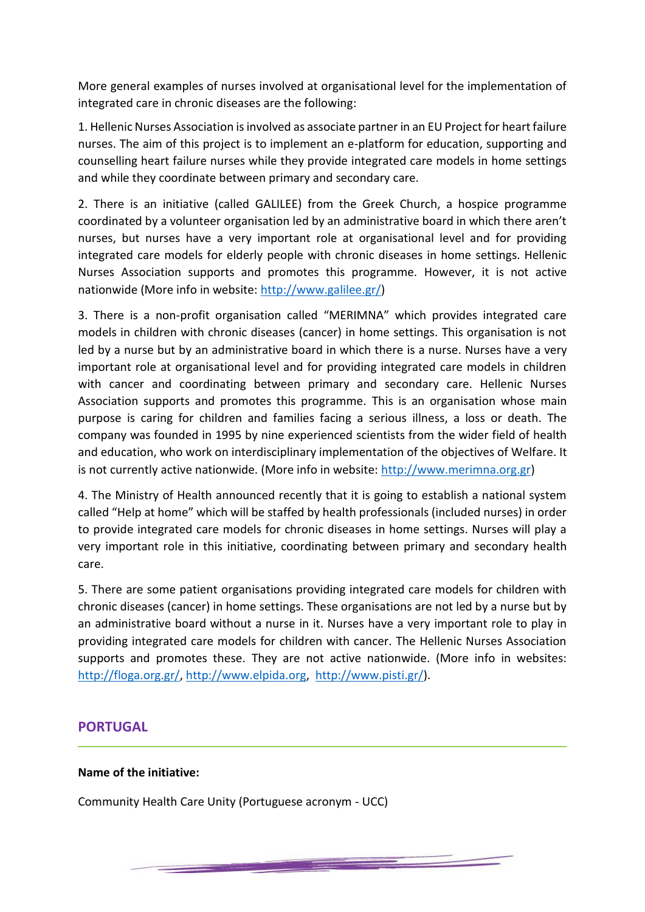More general examples of nurses involved at organisational level for the implementation of integrated care in chronic diseases are the following:

1. Hellenic Nurses Association is involved as associate partner in an EU Project for heart failure nurses. The aim of this project is to implement an e-platform for education, supporting and counselling heart failure nurses while they provide integrated care models in home settings and while they coordinate between primary and secondary care.

2. There is an initiative (called GALILEE) from the Greek Church, a hospice programme coordinated by a volunteer organisation led by an administrative board in which there aren't nurses, but nurses have a very important role at organisational level and for providing integrated care models for elderly people with chronic diseases in home settings. Hellenic Nurses Association supports and promotes this programme. However, it is not active nationwide (More info in website: http://www.galilee.gr/)

3. There is a non-profit organisation called "MERIMNA" which provides integrated care models in children with chronic diseases (cancer) in home settings. This organisation is not led by a nurse but by an administrative board in which there is a nurse. Nurses have a very important role at organisational level and for providing integrated care models in children with cancer and coordinating between primary and secondary care. Hellenic Nurses Association supports and promotes this programme. This is an organisation whose main purpose is caring for children and families facing a serious illness, a loss or death. The company was founded in 1995 by nine experienced scientists from the wider field of health and education, who work on interdisciplinary implementation of the objectives of Welfare. It is not currently active nationwide. (More info in website: http://www.merimna.org.gr)

4. The Ministry of Health announced recently that it is going to establish a national system called "Help at home" which will be staffed by health professionals (included nurses) in order to provide integrated care models for chronic diseases in home settings. Nurses will play a very important role in this initiative, coordinating between primary and secondary health care.

5. There are some patient organisations providing integrated care models for children with chronic diseases (cancer) in home settings. These organisations are not led by a nurse but by an administrative board without a nurse in it. Nurses have a very important role to play in providing integrated care models for children with cancer. The Hellenic Nurses Association supports and promotes these. They are not active nationwide. (More info in websites: http://floga.org.gr/, http://www.elpida.org, http://www.pisti.gr/).

## PORTUGAL

**Name of the initiative:**

Community Health Care Unity (Portuguese acronym - UCC)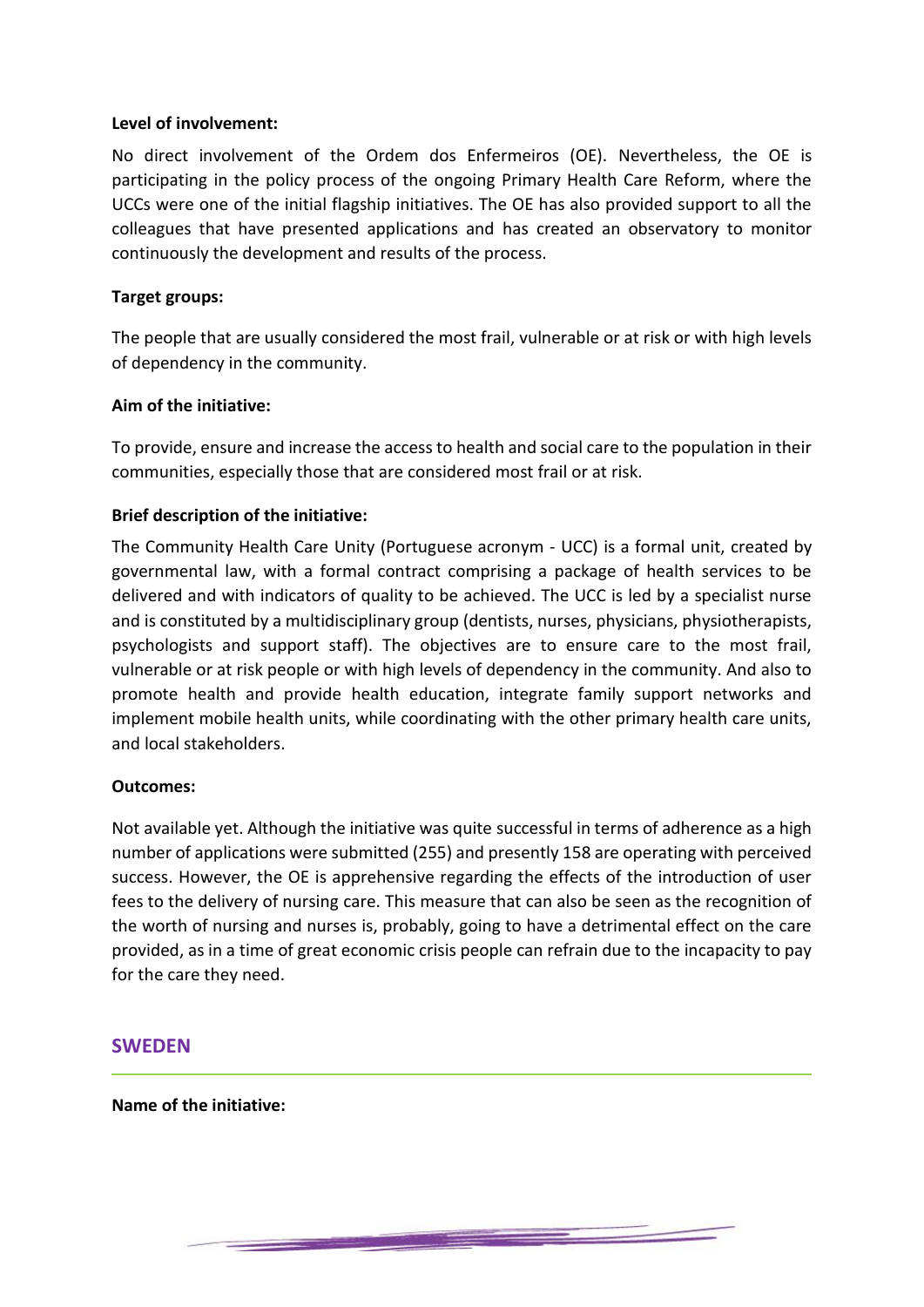**Level of involvement:**

No direct involvement of the Ordem dos Enfermeiros (OE). Nevertheless, the OE is participating in the policy process of the ongoing Primary Health Care Reform, where the UCCs were one of the initial flagship initiatives. The OE has also provided support to all the colleagues that have presented applications and has created an observatory to monitor continuously the development and results of the process.

**Target groups:**

The people that are usually considered the most frail, vulnerable or at risk or with high levels of dependency in the community.

**Aim of the initiative:**

To provide, ensure and increase the access to health and social care to the population in their communities, especially those that are considered most frail or at risk.

**Brief description of the initiative:**

The Community Health Care Unity (Portuguese acronym - UCC) is a formal unit, created by governmental law, with a formal contract comprising a package of health services to be delivered and with indicators of quality to be achieved. The UCC is led by a specialist nurse and is constituted by a multidisciplinary group (dentists, nurses, physicians, physiotherapists, psychologists and support staff). The objectives are to ensure care to the most frail, vulnerable or at risk people or with high levels of dependency in the community. And also to promote health and provide health education, integrate family support networks and implement mobile health units, while coordinating with the other primary health care units, and local stakeholders.

**Outcomes:**

Not available yet. Although the initiative was quite successful in terms of adherence as a high number of applications were submitted (255) and presently 158 are operating with perceived success. However, the OE is apprehensive regarding the effects of the introduction of user fees to the delivery of nursing care. This measure that can also be seen as the recognition of the worth of nursing and nurses is, probably, going to have a detrimental effect on the care provided, as in a time of great economic crisis people can refrain due to the incapacity to pay for the care they need.

## SWEDEN

**Name of the initiative:**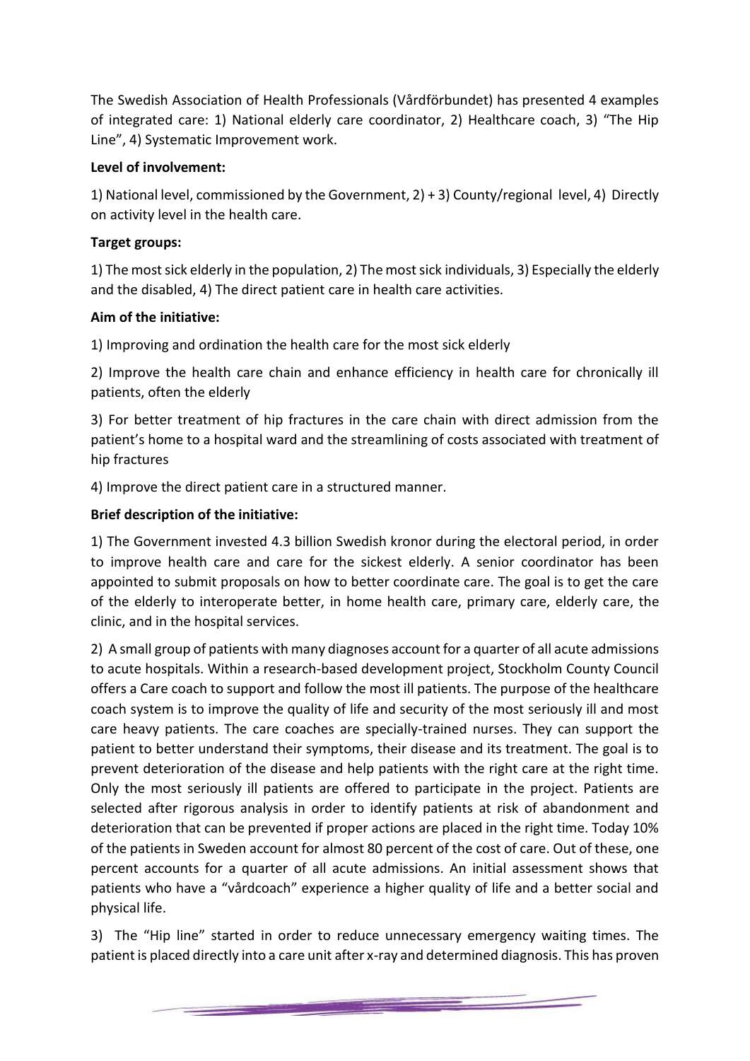The Swedish Association of Health Professionals (Vårdförbundet) has presented 4 examples of integrated care: 1) National elderly care coordinator, 2) Healthcare coach, 3) "The Hip Line", 4) Systematic Improvement work.

**Level of involvement:**

1) National level, commissioned by the Government, 2) + 3) County/regional level, 4) Directly on activity level in the health care.

**Target groups:**

1) The most sick elderly in the population, 2) The most sick individuals, 3) Especially the elderly and the disabled, 4) The direct patient care in health care activities.

**Aim of the initiative:**

1) Improving and ordination the health care for the most sick elderly

2) Improve the health care chain and enhance efficiency in health care for chronically ill patients, often the elderly

3) For better treatment of hip fractures in the care chain with direct admission from the patient's home to a hospital ward and the streamlining of costs associated with treatment of hip fractures

4) Improve the direct patient care in a structured manner.

**Brief description of the initiative:**

1) The Government invested 4.3 billion Swedish kronor during the electoral period, in order to improve health care and care for the sickest elderly. A senior coordinator has been appointed to submit proposals on how to better coordinate care. The goal is to get the care of the elderly to interoperate better, in home health care, primary care, elderly care, the clinic, and in the hospital services.

2) A small group of patients with many diagnoses account for a quarter of all acute admissions to acute hospitals. Within a research-based development project, Stockholm County Council offers a Care coach to support and follow the most ill patients. The purpose of the healthcare coach system is to improve the quality of life and security of the most seriously ill and most care heavy patients. The care coaches are specially-trained nurses. They can support the patient to better understand their symptoms, their disease and its treatment. The goal is to prevent deterioration of the disease and help patients with the right care at the right time. Only the most seriously ill patients are offered to participate in the project. Patients are selected after rigorous analysis in order to identify patients at risk of abandonment and deterioration that can be prevented if proper actions are placed in the right time. Today 10% of the patients in Sweden account for almost 80 percent of the cost of care. Out of these, one percent accounts for a quarter of all acute admissions. An initial assessment shows that patients who have a "vårdcoach" experience a higher quality of life and a better social and physical life.

3) The "Hip line" started in order to reduce unnecessary emergency waiting times. The patient is placed directly into a care unit after x-ray and determined diagnosis. This has proven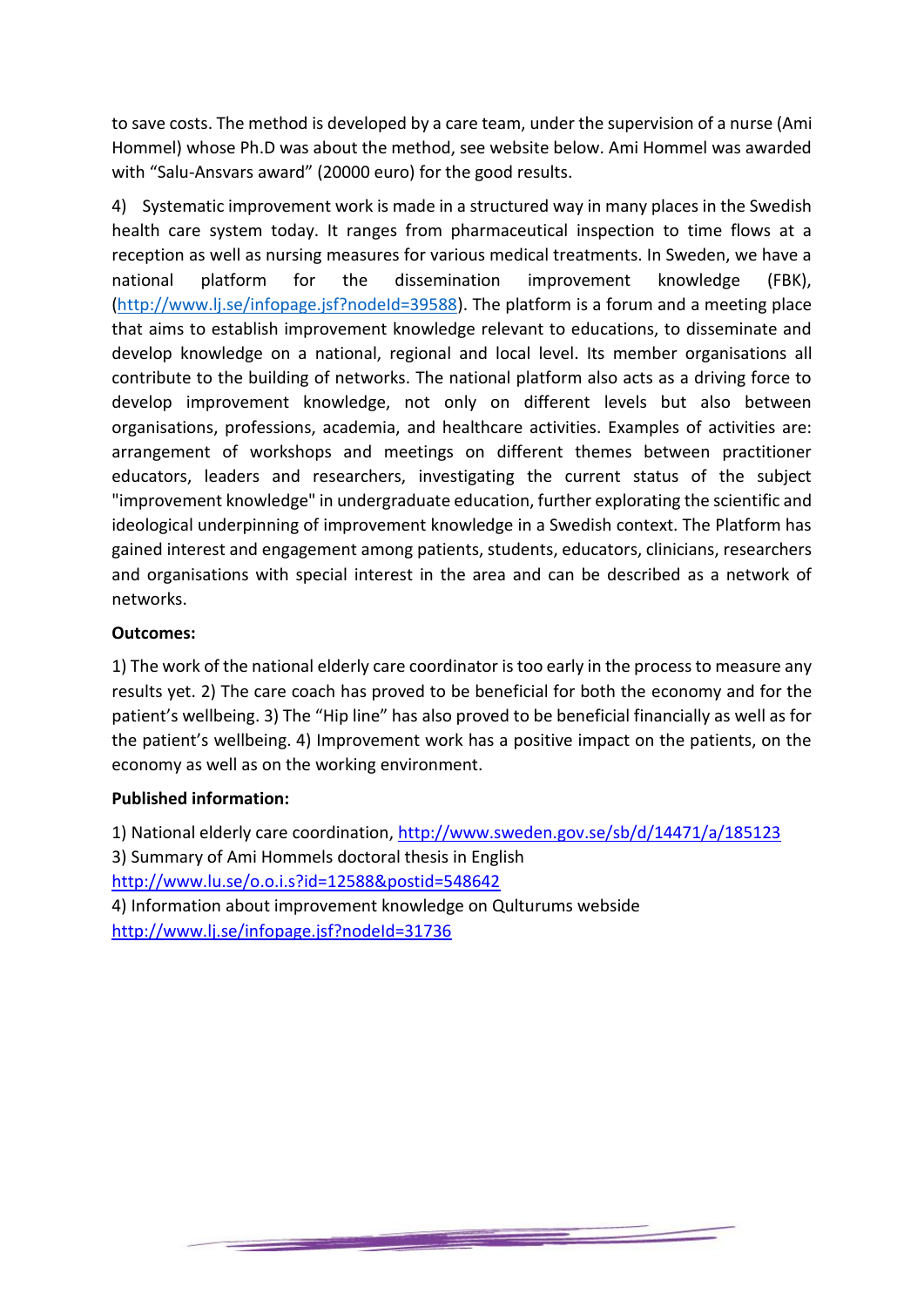to save costs. The method is developed by a care team, under the supervision of a nurse (Ami Hommel) whose Ph.D was about the method, see website below. Ami Hommel was awarded with "Salu-Ansvars award" (20000 euro) for the good results.

4) Systematic improvement work is made in a structured way in many places in the Swedish health care system today. It ranges from pharmaceutical inspection to time flows at a reception as well as nursing measures for various medical treatments. In Sweden, we have a national platform for the dissemination improvement knowledge (FBK), (http://www.lj.se/infopage.jsf?nodeId=39588). The platform is a forum and a meeting place that aims to establish improvement knowledge relevant to educations, to disseminate and develop knowledge on a national, regional and local level. Its member organisations all contribute to the building of networks. The national platform also acts as a driving force to develop improvement knowledge, not only on different levels but also between organisations, professions, academia, and healthcare activities. Examples of activities are: arrangement of workshops and meetings on different themes between practitioner educators, leaders and researchers, investigating the current status of the subject "improvement knowledge" in undergraduate education, further explorating the scientific and ideological underpinning of improvement knowledge in a Swedish context. The Platform has gained interest and engagement among patients, students, educators, clinicians, researchers and organisations with special interest in the area and can be described as a network of networks.

**Outcomes:**

1) The work of the national elderly care coordinator is too early in the process to measure any results yet. 2) The care coach has proved to be beneficial for both the economy and for the patient's wellbeing. 3) The "Hip line" has also proved to be beneficial financially as well as for the patient's wellbeing. 4) Improvement work has a positive impact on the patients, on the economy as well as on the working environment.

**Published information:**

1) National elderly care coordination, http://www.sweden.gov.se/sb/d/14471/a/185123
3) Summary of Ami Hommels doctoral thesis in English
http://www.lu.se/o.o.i.s?id=12588&postid=548642
4) Information about improvement knowledge on Qulturums webside
http://www.lj.se/infopage.jsf?nodeId=31736